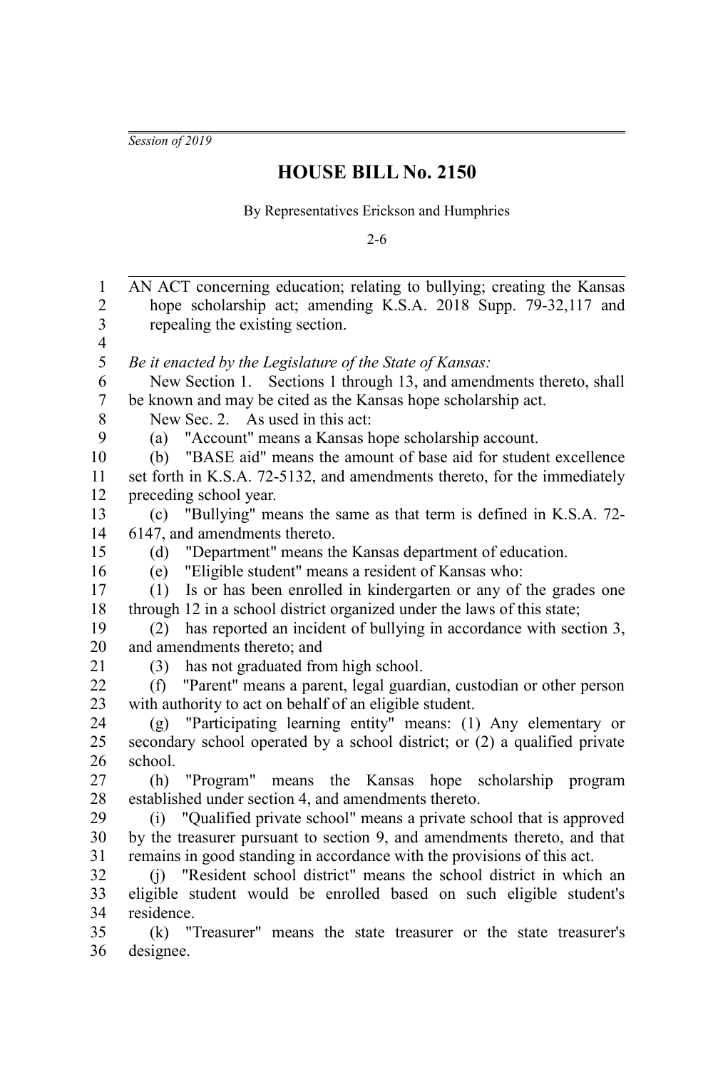*Session of 2019*

# HOUSE BILL No. 2150

By Representatives Erickson and Humphries

2-6

AN ACT concerning education; relating to bullying; creating the Kansas hope scholarship act; amending K.S.A. 2018 Supp. 79-32,117 and repealing the existing section.

*Be it enacted by the Legislature of the State of Kansas:*

New Section 1. Sections 1 through 13, and amendments thereto, shall be known and may be cited as the Kansas hope scholarship act.

New Sec. 2. As used in this act:

(a) "Account" means a Kansas hope scholarship account.

(b) "BASE aid" means the amount of base aid for student excellence set forth in K.S.A. 72-5132, and amendments thereto, for the immediately preceding school year.

(c) "Bullying" means the same as that term is defined in K.S.A. 72-6147, and amendments thereto.

(d) "Department" means the Kansas department of education.

(e) "Eligible student" means a resident of Kansas who:

(1) Is or has been enrolled in kindergarten or any of the grades one through 12 in a school district organized under the laws of this state;

(2) has reported an incident of bullying in accordance with section 3, and amendments thereto; and

(3) has not graduated from high school.

(f) "Parent" means a parent, legal guardian, custodian or other person with authority to act on behalf of an eligible student.

(g) "Participating learning entity" means: (1) Any elementary or secondary school operated by a school district; or (2) a qualified private school.

(h) "Program" means the Kansas hope scholarship program established under section 4, and amendments thereto.

(i) "Qualified private school" means a private school that is approved by the treasurer pursuant to section 9, and amendments thereto, and that remains in good standing in accordance with the provisions of this act.

(j) "Resident school district" means the school district in which an eligible student would be enrolled based on such eligible student's residence.

(k) "Treasurer" means the state treasurer or the state treasurer's designee.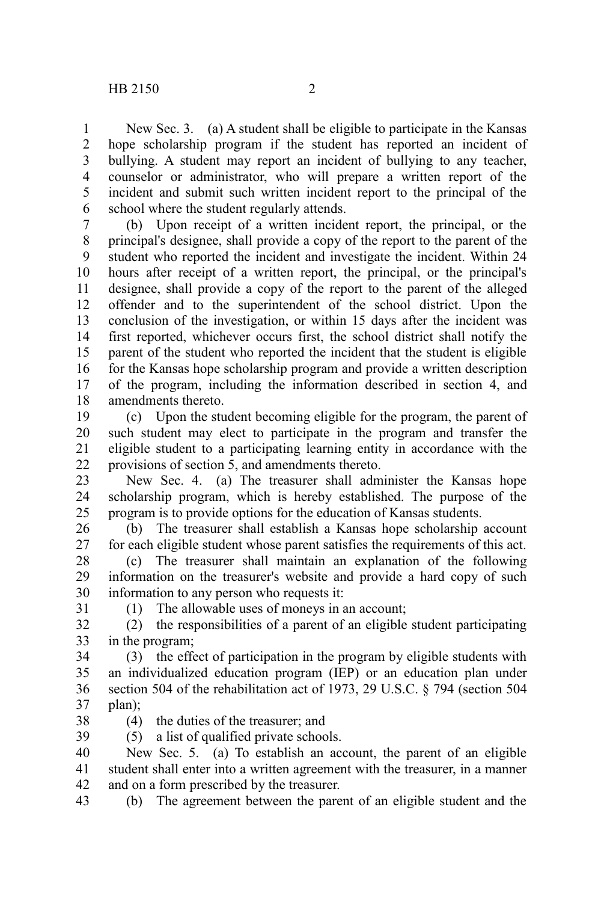New Sec. 3. (a) A student shall be eligible to participate in the Kansas hope scholarship program if the student has reported an incident of bullying. A student may report an incident of bullying to any teacher, counselor or administrator, who will prepare a written report of the incident and submit such written incident report to the principal of the school where the student regularly attends.

(b) Upon receipt of a written incident report, the principal, or the principal's designee, shall provide a copy of the report to the parent of the student who reported the incident and investigate the incident. Within 24 hours after receipt of a written report, the principal, or the principal's designee, shall provide a copy of the report to the parent of the alleged offender and to the superintendent of the school district. Upon the conclusion of the investigation, or within 15 days after the incident was first reported, whichever occurs first, the school district shall notify the parent of the student who reported the incident that the student is eligible for the Kansas hope scholarship program and provide a written description of the program, including the information described in section 4, and amendments thereto.

(c) Upon the student becoming eligible for the program, the parent of such student may elect to participate in the program and transfer the eligible student to a participating learning entity in accordance with the provisions of section 5, and amendments thereto.

New Sec. 4. (a) The treasurer shall administer the Kansas hope scholarship program, which is hereby established. The purpose of the program is to provide options for the education of Kansas students.

(b) The treasurer shall establish a Kansas hope scholarship account for each eligible student whose parent satisfies the requirements of this act.

(c) The treasurer shall maintain an explanation of the following information on the treasurer's website and provide a hard copy of such information to any person who requests it:

(1) The allowable uses of moneys in an account;

(2) the responsibilities of a parent of an eligible student participating in the program;

(3) the effect of participation in the program by eligible students with an individualized education program (IEP) or an education plan under section 504 of the rehabilitation act of 1973, 29 U.S.C. § 794 (section 504 plan);

(4) the duties of the treasurer; and

(5) a list of qualified private schools.

New Sec. 5. (a) To establish an account, the parent of an eligible student shall enter into a written agreement with the treasurer, in a manner and on a form prescribed by the treasurer.

(b) The agreement between the parent of an eligible student and the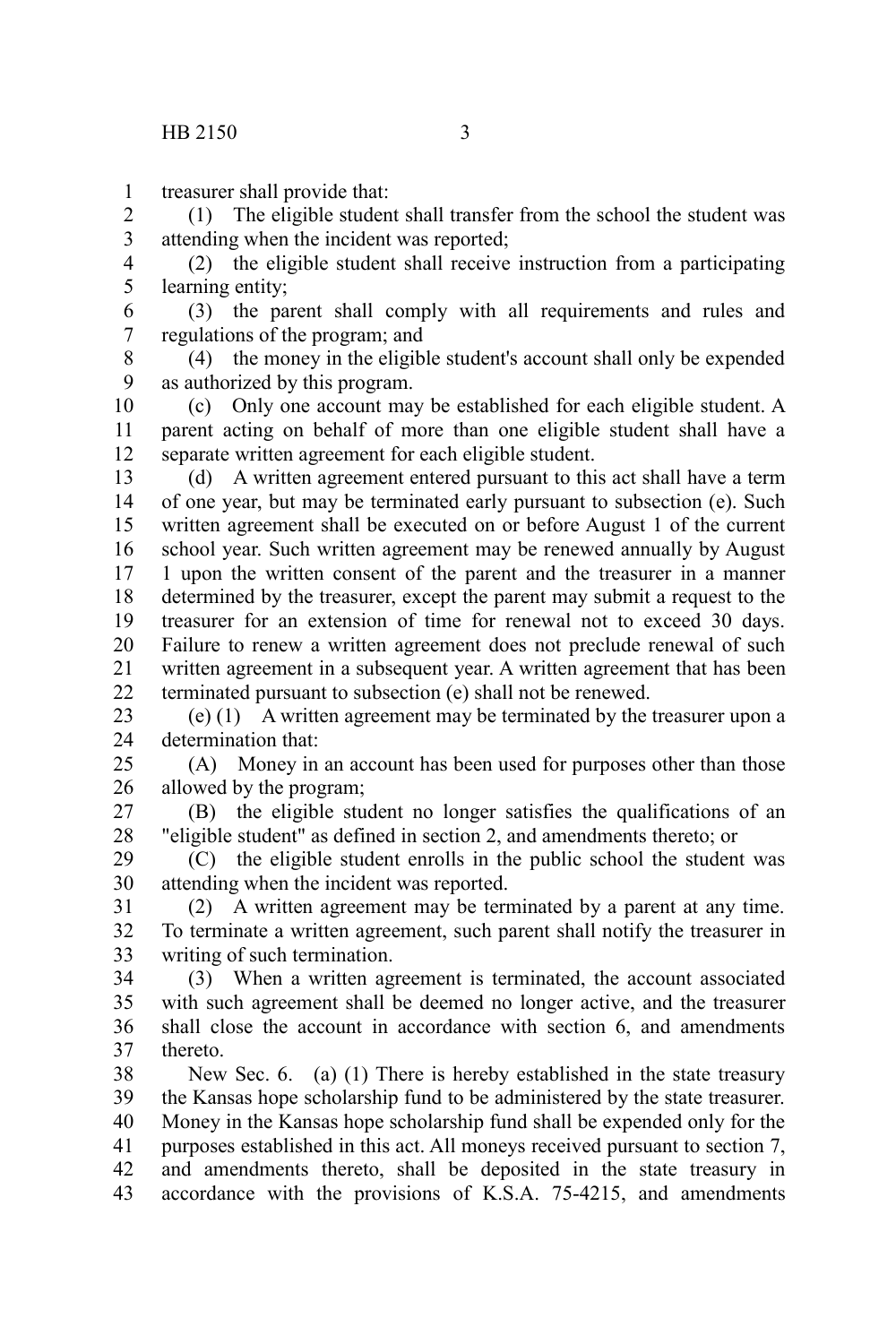treasurer shall provide that:

(1) The eligible student shall transfer from the school the student was attending when the incident was reported;

(2) the eligible student shall receive instruction from a participating learning entity;

(3) the parent shall comply with all requirements and rules and regulations of the program; and

(4) the money in the eligible student's account shall only be expended as authorized by this program.

(c) Only one account may be established for each eligible student. A parent acting on behalf of more than one eligible student shall have a separate written agreement for each eligible student.

(d) A written agreement entered pursuant to this act shall have a term of one year, but may be terminated early pursuant to subsection (e). Such written agreement shall be executed on or before August 1 of the current school year. Such written agreement may be renewed annually by August 1 upon the written consent of the parent and the treasurer in a manner determined by the treasurer, except the parent may submit a request to the treasurer for an extension of time for renewal not to exceed 30 days. Failure to renew a written agreement does not preclude renewal of such written agreement in a subsequent year. A written agreement that has been terminated pursuant to subsection (e) shall not be renewed.

(e) (1) A written agreement may be terminated by the treasurer upon a determination that:

(A) Money in an account has been used for purposes other than those allowed by the program;

(B) the eligible student no longer satisfies the qualifications of an "eligible student" as defined in section 2, and amendments thereto; or

(C) the eligible student enrolls in the public school the student was attending when the incident was reported.

(2) A written agreement may be terminated by a parent at any time. To terminate a written agreement, such parent shall notify the treasurer in writing of such termination.

(3) When a written agreement is terminated, the account associated with such agreement shall be deemed no longer active, and the treasurer shall close the account in accordance with section 6, and amendments thereto.

New Sec. 6. (a) (1) There is hereby established in the state treasury the Kansas hope scholarship fund to be administered by the state treasurer. Money in the Kansas hope scholarship fund shall be expended only for the purposes established in this act. All moneys received pursuant to section 7, and amendments thereto, shall be deposited in the state treasury in accordance with the provisions of K.S.A. 75-4215, and amendments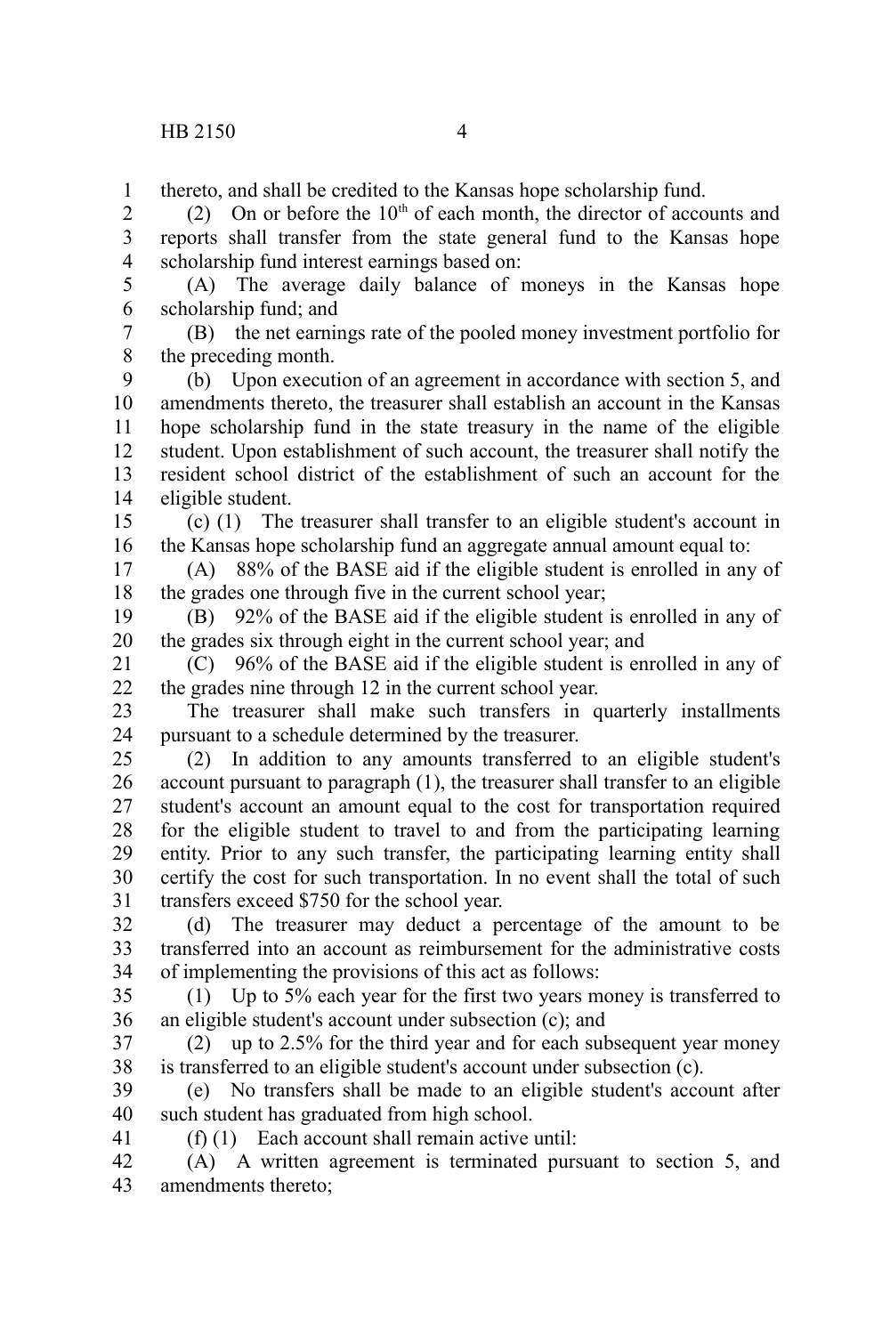thereto, and shall be credited to the Kansas hope scholarship fund.

(2) On or before the 10th of each month, the director of accounts and reports shall transfer from the state general fund to the Kansas hope scholarship fund interest earnings based on:

(A) The average daily balance of moneys in the Kansas hope scholarship fund; and

(B) the net earnings rate of the pooled money investment portfolio for the preceding month.

(b) Upon execution of an agreement in accordance with section 5, and amendments thereto, the treasurer shall establish an account in the Kansas hope scholarship fund in the state treasury in the name of the eligible student. Upon establishment of such account, the treasurer shall notify the resident school district of the establishment of such an account for the eligible student.

(c) (1) The treasurer shall transfer to an eligible student's account in the Kansas hope scholarship fund an aggregate annual amount equal to:

(A) 88% of the BASE aid if the eligible student is enrolled in any of the grades one through five in the current school year;

(B) 92% of the BASE aid if the eligible student is enrolled in any of the grades six through eight in the current school year; and

(C) 96% of the BASE aid if the eligible student is enrolled in any of the grades nine through 12 in the current school year.

The treasurer shall make such transfers in quarterly installments pursuant to a schedule determined by the treasurer.

(2) In addition to any amounts transferred to an eligible student's account pursuant to paragraph (1), the treasurer shall transfer to an eligible student's account an amount equal to the cost for transportation required for the eligible student to travel to and from the participating learning entity. Prior to any such transfer, the participating learning entity shall certify the cost for such transportation. In no event shall the total of such transfers exceed $750 for the school year.

(d) The treasurer may deduct a percentage of the amount to be transferred into an account as reimbursement for the administrative costs of implementing the provisions of this act as follows:

(1) Up to 5% each year for the first two years money is transferred to an eligible student's account under subsection (c); and

(2) up to 2.5% for the third year and for each subsequent year money is transferred to an eligible student's account under subsection (c).

(e) No transfers shall be made to an eligible student's account after such student has graduated from high school.

(f) (1) Each account shall remain active until:

(A) A written agreement is terminated pursuant to section 5, and amendments thereto;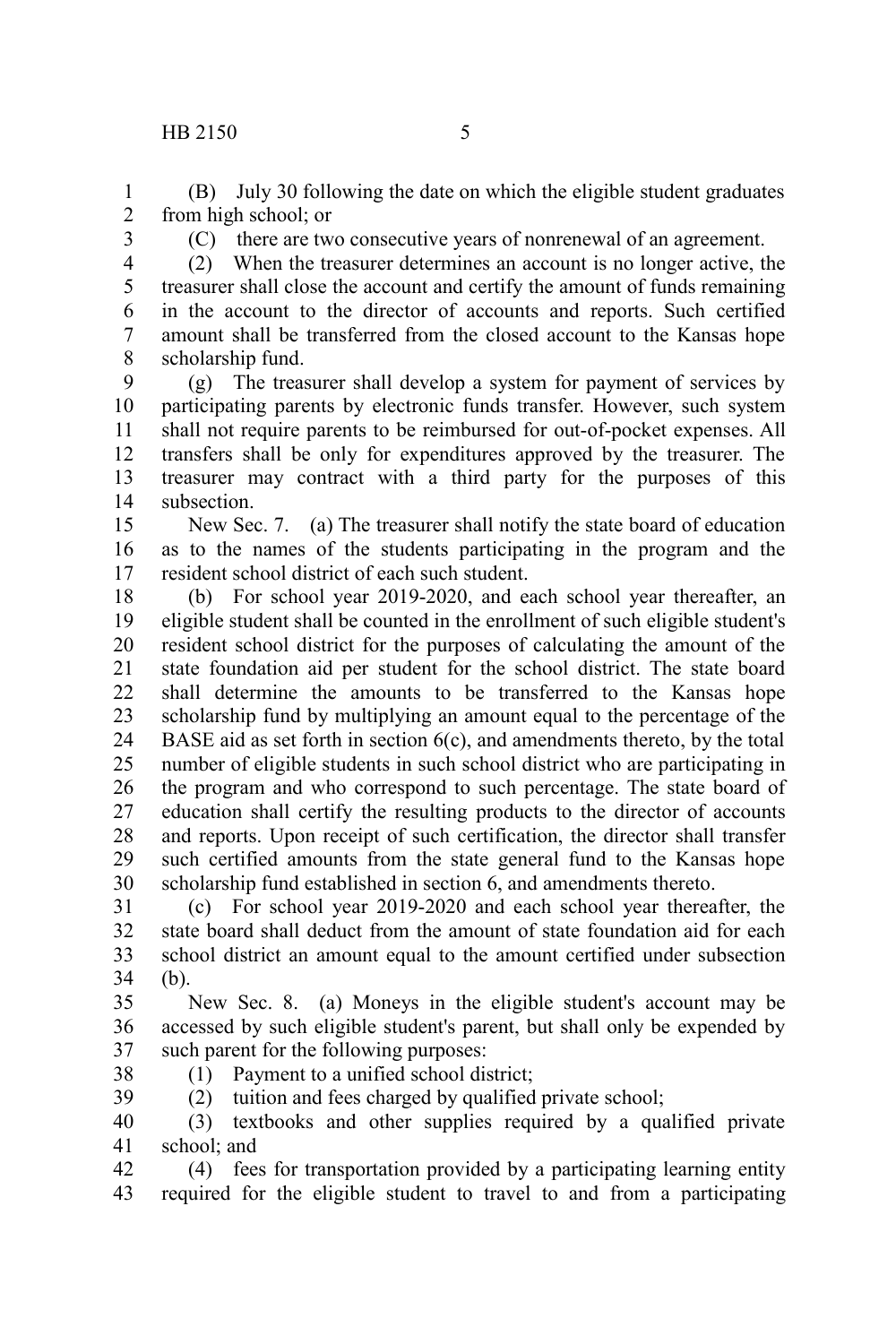(B) July 30 following the date on which the eligible student graduates from high school; or

(C) there are two consecutive years of nonrenewal of an agreement.

(2) When the treasurer determines an account is no longer active, the treasurer shall close the account and certify the amount of funds remaining in the account to the director of accounts and reports. Such certified amount shall be transferred from the closed account to the Kansas hope scholarship fund.

(g) The treasurer shall develop a system for payment of services by participating parents by electronic funds transfer. However, such system shall not require parents to be reimbursed for out-of-pocket expenses. All transfers shall be only for expenditures approved by the treasurer. The treasurer may contract with a third party for the purposes of this subsection.

New Sec. 7. (a) The treasurer shall notify the state board of education as to the names of the students participating in the program and the resident school district of each such student.

(b) For school year 2019-2020, and each school year thereafter, an eligible student shall be counted in the enrollment of such eligible student's resident school district for the purposes of calculating the amount of the state foundation aid per student for the school district. The state board shall determine the amounts to be transferred to the Kansas hope scholarship fund by multiplying an amount equal to the percentage of the BASE aid as set forth in section 6(c), and amendments thereto, by the total number of eligible students in such school district who are participating in the program and who correspond to such percentage. The state board of education shall certify the resulting products to the director of accounts and reports. Upon receipt of such certification, the director shall transfer such certified amounts from the state general fund to the Kansas hope scholarship fund established in section 6, and amendments thereto.

(c) For school year 2019-2020 and each school year thereafter, the state board shall deduct from the amount of state foundation aid for each school district an amount equal to the amount certified under subsection (b).

New Sec. 8. (a) Moneys in the eligible student's account may be accessed by such eligible student's parent, but shall only be expended by such parent for the following purposes:

(1) Payment to a unified school district;

(2) tuition and fees charged by qualified private school;

(3) textbooks and other supplies required by a qualified private school; and

(4) fees for transportation provided by a participating learning entity required for the eligible student to travel to and from a participating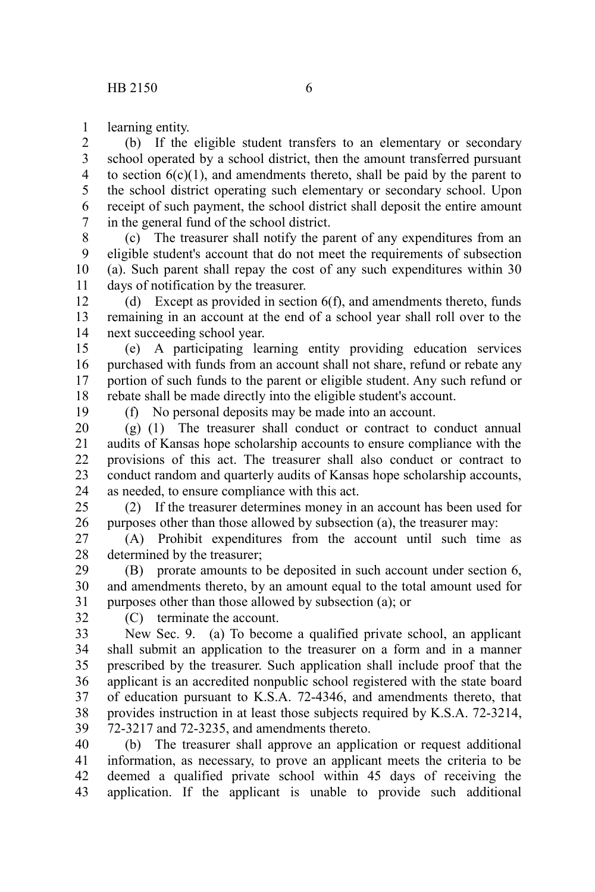learning entity.

(b) If the eligible student transfers to an elementary or secondary school operated by a school district, then the amount transferred pursuant to section 6(c)(1), and amendments thereto, shall be paid by the parent to the school district operating such elementary or secondary school. Upon receipt of such payment, the school district shall deposit the entire amount in the general fund of the school district.

(c) The treasurer shall notify the parent of any expenditures from an eligible student's account that do not meet the requirements of subsection (a). Such parent shall repay the cost of any such expenditures within 30 days of notification by the treasurer.

(d) Except as provided in section 6(f), and amendments thereto, funds remaining in an account at the end of a school year shall roll over to the next succeeding school year.

(e) A participating learning entity providing education services purchased with funds from an account shall not share, refund or rebate any portion of such funds to the parent or eligible student. Any such refund or rebate shall be made directly into the eligible student's account.

(f) No personal deposits may be made into an account.

(g) (1) The treasurer shall conduct or contract to conduct annual audits of Kansas hope scholarship accounts to ensure compliance with the provisions of this act. The treasurer shall also conduct or contract to conduct random and quarterly audits of Kansas hope scholarship accounts, as needed, to ensure compliance with this act.

(2) If the treasurer determines money in an account has been used for purposes other than those allowed by subsection (a), the treasurer may:

(A) Prohibit expenditures from the account until such time as determined by the treasurer;

(B) prorate amounts to be deposited in such account under section 6, and amendments thereto, by an amount equal to the total amount used for purposes other than those allowed by subsection (a); or

(C) terminate the account.

New Sec. 9. (a) To become a qualified private school, an applicant shall submit an application to the treasurer on a form and in a manner prescribed by the treasurer. Such application shall include proof that the applicant is an accredited nonpublic school registered with the state board of education pursuant to K.S.A. 72-4346, and amendments thereto, that provides instruction in at least those subjects required by K.S.A. 72-3214, 72-3217 and 72-3235, and amendments thereto.

(b) The treasurer shall approve an application or request additional information, as necessary, to prove an applicant meets the criteria to be deemed a qualified private school within 45 days of receiving the application. If the applicant is unable to provide such additional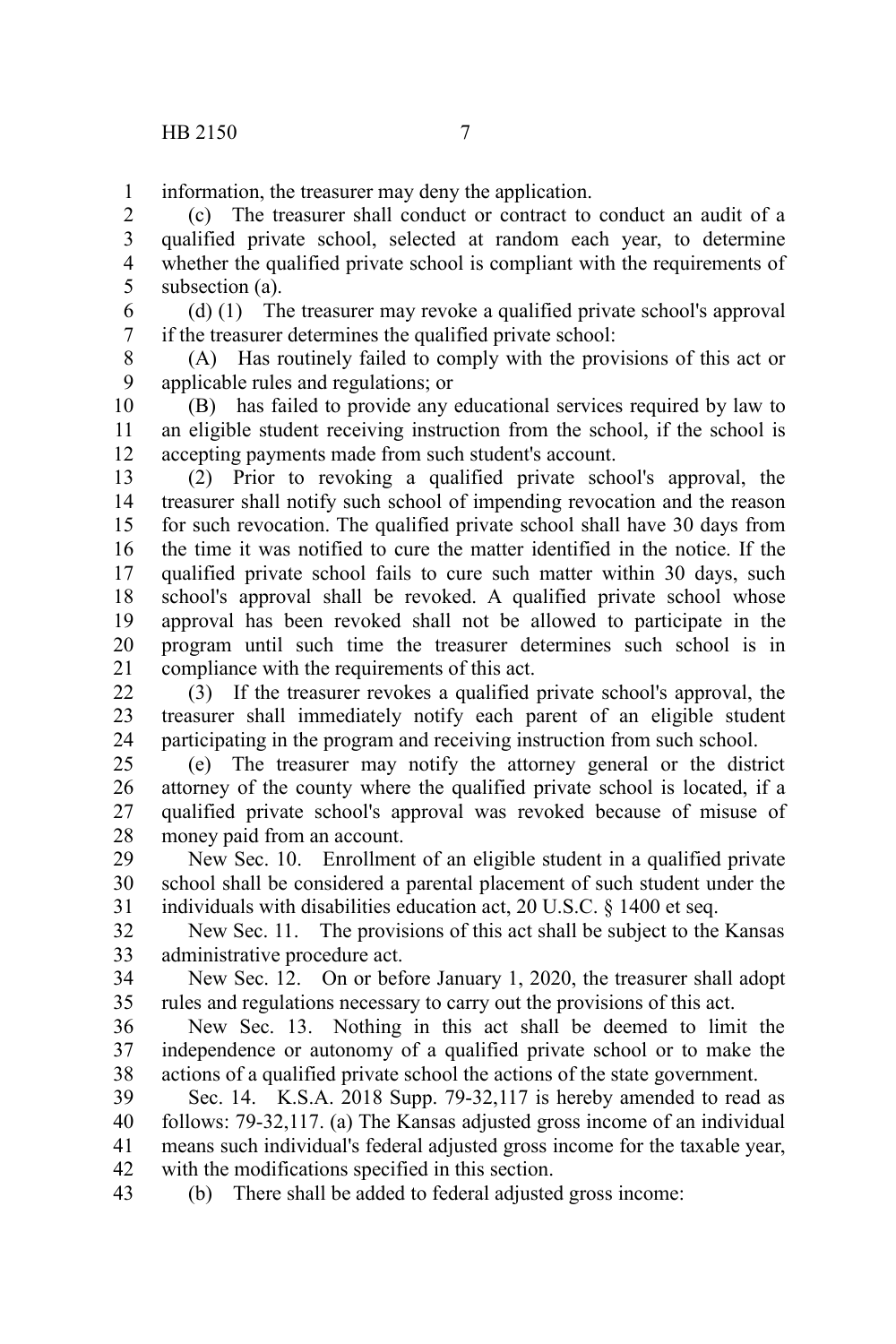information, the treasurer may deny the application.

(c) The treasurer shall conduct or contract to conduct an audit of a qualified private school, selected at random each year, to determine whether the qualified private school is compliant with the requirements of subsection (a).

(d) (1) The treasurer may revoke a qualified private school's approval if the treasurer determines the qualified private school:

(A) Has routinely failed to comply with the provisions of this act or applicable rules and regulations; or

(B) has failed to provide any educational services required by law to an eligible student receiving instruction from the school, if the school is accepting payments made from such student's account.

(2) Prior to revoking a qualified private school's approval, the treasurer shall notify such school of impending revocation and the reason for such revocation. The qualified private school shall have 30 days from the time it was notified to cure the matter identified in the notice. If the qualified private school fails to cure such matter within 30 days, such school's approval shall be revoked. A qualified private school whose approval has been revoked shall not be allowed to participate in the program until such time the treasurer determines such school is in compliance with the requirements of this act.

(3) If the treasurer revokes a qualified private school's approval, the treasurer shall immediately notify each parent of an eligible student participating in the program and receiving instruction from such school.

(e) The treasurer may notify the attorney general or the district attorney of the county where the qualified private school is located, if a qualified private school's approval was revoked because of misuse of money paid from an account.

New Sec. 10. Enrollment of an eligible student in a qualified private school shall be considered a parental placement of such student under the individuals with disabilities education act, 20 U.S.C. § 1400 et seq.

New Sec. 11. The provisions of this act shall be subject to the Kansas administrative procedure act.

New Sec. 12. On or before January 1, 2020, the treasurer shall adopt rules and regulations necessary to carry out the provisions of this act.

New Sec. 13. Nothing in this act shall be deemed to limit the independence or autonomy of a qualified private school or to make the actions of a qualified private school the actions of the state government.

Sec. 14. K.S.A. 2018 Supp. 79-32,117 is hereby amended to read as follows: 79-32,117. (a) The Kansas adjusted gross income of an individual means such individual's federal adjusted gross income for the taxable year, with the modifications specified in this section.

(b) There shall be added to federal adjusted gross income: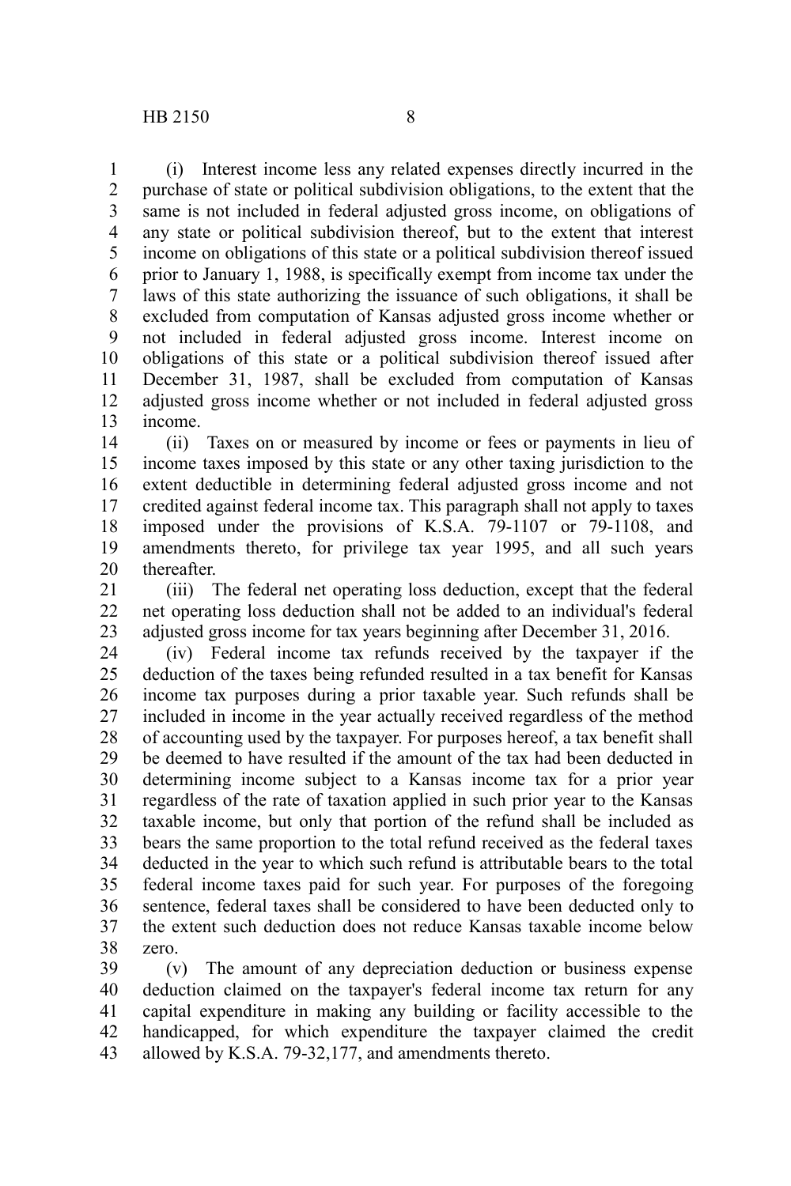(i) Interest income less any related expenses directly incurred in the purchase of state or political subdivision obligations, to the extent that the same is not included in federal adjusted gross income, on obligations of any state or political subdivision thereof, but to the extent that interest income on obligations of this state or a political subdivision thereof issued prior to January 1, 1988, is specifically exempt from income tax under the laws of this state authorizing the issuance of such obligations, it shall be excluded from computation of Kansas adjusted gross income whether or not included in federal adjusted gross income. Interest income on obligations of this state or a political subdivision thereof issued after December 31, 1987, shall be excluded from computation of Kansas adjusted gross income whether or not included in federal adjusted gross income.

(ii) Taxes on or measured by income or fees or payments in lieu of income taxes imposed by this state or any other taxing jurisdiction to the extent deductible in determining federal adjusted gross income and not credited against federal income tax. This paragraph shall not apply to taxes imposed under the provisions of K.S.A. 79-1107 or 79-1108, and amendments thereto, for privilege tax year 1995, and all such years thereafter.

(iii) The federal net operating loss deduction, except that the federal net operating loss deduction shall not be added to an individual's federal adjusted gross income for tax years beginning after December 31, 2016.

(iv) Federal income tax refunds received by the taxpayer if the deduction of the taxes being refunded resulted in a tax benefit for Kansas income tax purposes during a prior taxable year. Such refunds shall be included in income in the year actually received regardless of the method of accounting used by the taxpayer. For purposes hereof, a tax benefit shall be deemed to have resulted if the amount of the tax had been deducted in determining income subject to a Kansas income tax for a prior year regardless of the rate of taxation applied in such prior year to the Kansas taxable income, but only that portion of the refund shall be included as bears the same proportion to the total refund received as the federal taxes deducted in the year to which such refund is attributable bears to the total federal income taxes paid for such year. For purposes of the foregoing sentence, federal taxes shall be considered to have been deducted only to the extent such deduction does not reduce Kansas taxable income below zero.

(v) The amount of any depreciation deduction or business expense deduction claimed on the taxpayer's federal income tax return for any capital expenditure in making any building or facility accessible to the handicapped, for which expenditure the taxpayer claimed the credit allowed by K.S.A. 79-32,177, and amendments thereto.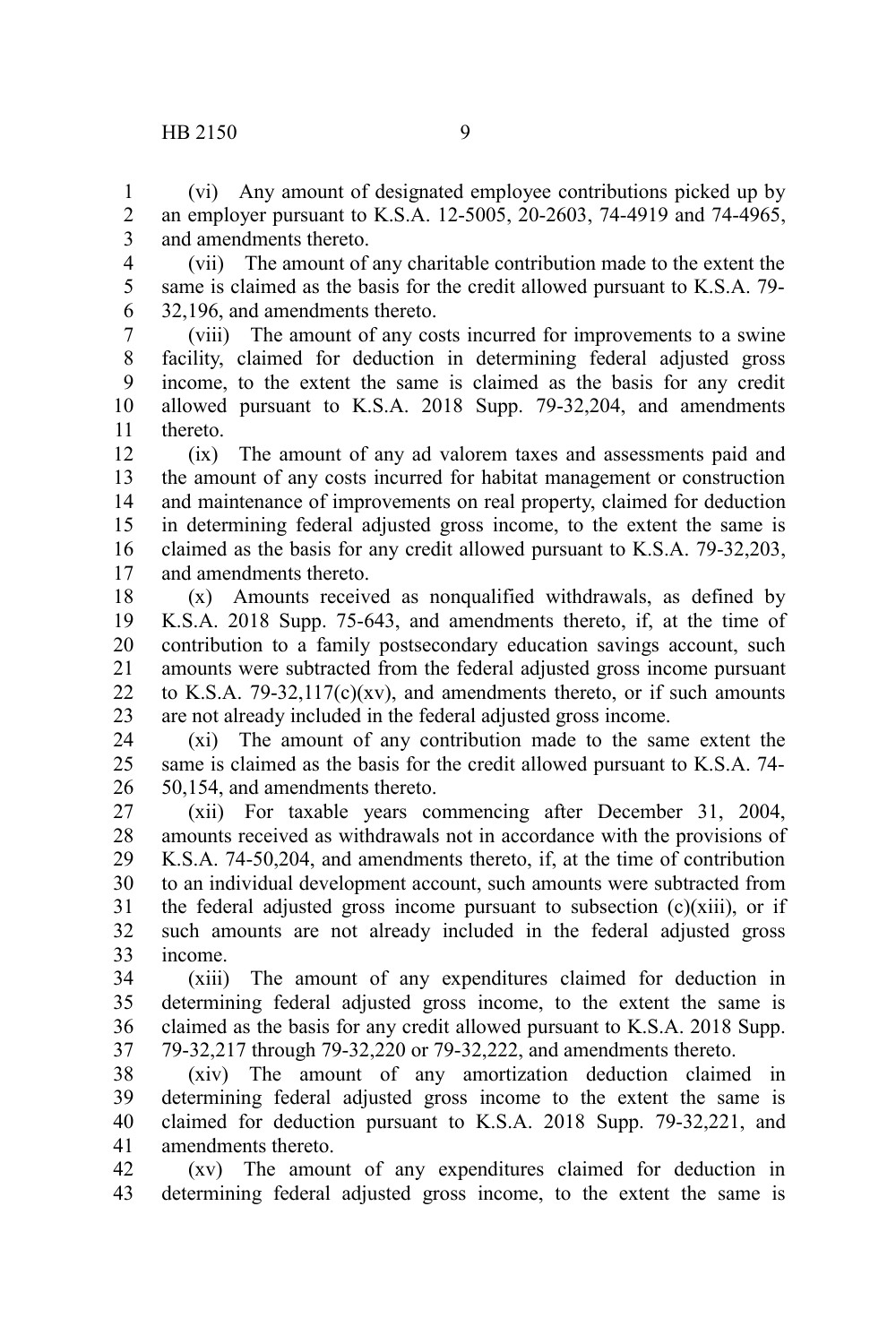(vi) Any amount of designated employee contributions picked up by an employer pursuant to K.S.A. 12-5005, 20-2603, 74-4919 and 74-4965, and amendments thereto.

(vii) The amount of any charitable contribution made to the extent the same is claimed as the basis for the credit allowed pursuant to K.S.A. 79-32,196, and amendments thereto.

(viii) The amount of any costs incurred for improvements to a swine facility, claimed for deduction in determining federal adjusted gross income, to the extent the same is claimed as the basis for any credit allowed pursuant to K.S.A. 2018 Supp. 79-32,204, and amendments thereto.

(ix) The amount of any ad valorem taxes and assessments paid and the amount of any costs incurred for habitat management or construction and maintenance of improvements on real property, claimed for deduction in determining federal adjusted gross income, to the extent the same is claimed as the basis for any credit allowed pursuant to K.S.A. 79-32,203, and amendments thereto.

(x) Amounts received as nonqualified withdrawals, as defined by K.S.A. 2018 Supp. 75-643, and amendments thereto, if, at the time of contribution to a family postsecondary education savings account, such amounts were subtracted from the federal adjusted gross income pursuant to K.S.A. 79-32,117(c)(xv), and amendments thereto, or if such amounts are not already included in the federal adjusted gross income.

(xi) The amount of any contribution made to the same extent the same is claimed as the basis for the credit allowed pursuant to K.S.A. 74-50,154, and amendments thereto.

(xii) For taxable years commencing after December 31, 2004, amounts received as withdrawals not in accordance with the provisions of K.S.A. 74-50,204, and amendments thereto, if, at the time of contribution to an individual development account, such amounts were subtracted from the federal adjusted gross income pursuant to subsection (c)(xiii), or if such amounts are not already included in the federal adjusted gross income.

(xiii) The amount of any expenditures claimed for deduction in determining federal adjusted gross income, to the extent the same is claimed as the basis for any credit allowed pursuant to K.S.A. 2018 Supp. 79-32,217 through 79-32,220 or 79-32,222, and amendments thereto.

(xiv) The amount of any amortization deduction claimed in determining federal adjusted gross income to the extent the same is claimed for deduction pursuant to K.S.A. 2018 Supp. 79-32,221, and amendments thereto.

(xv) The amount of any expenditures claimed for deduction in determining federal adjusted gross income, to the extent the same is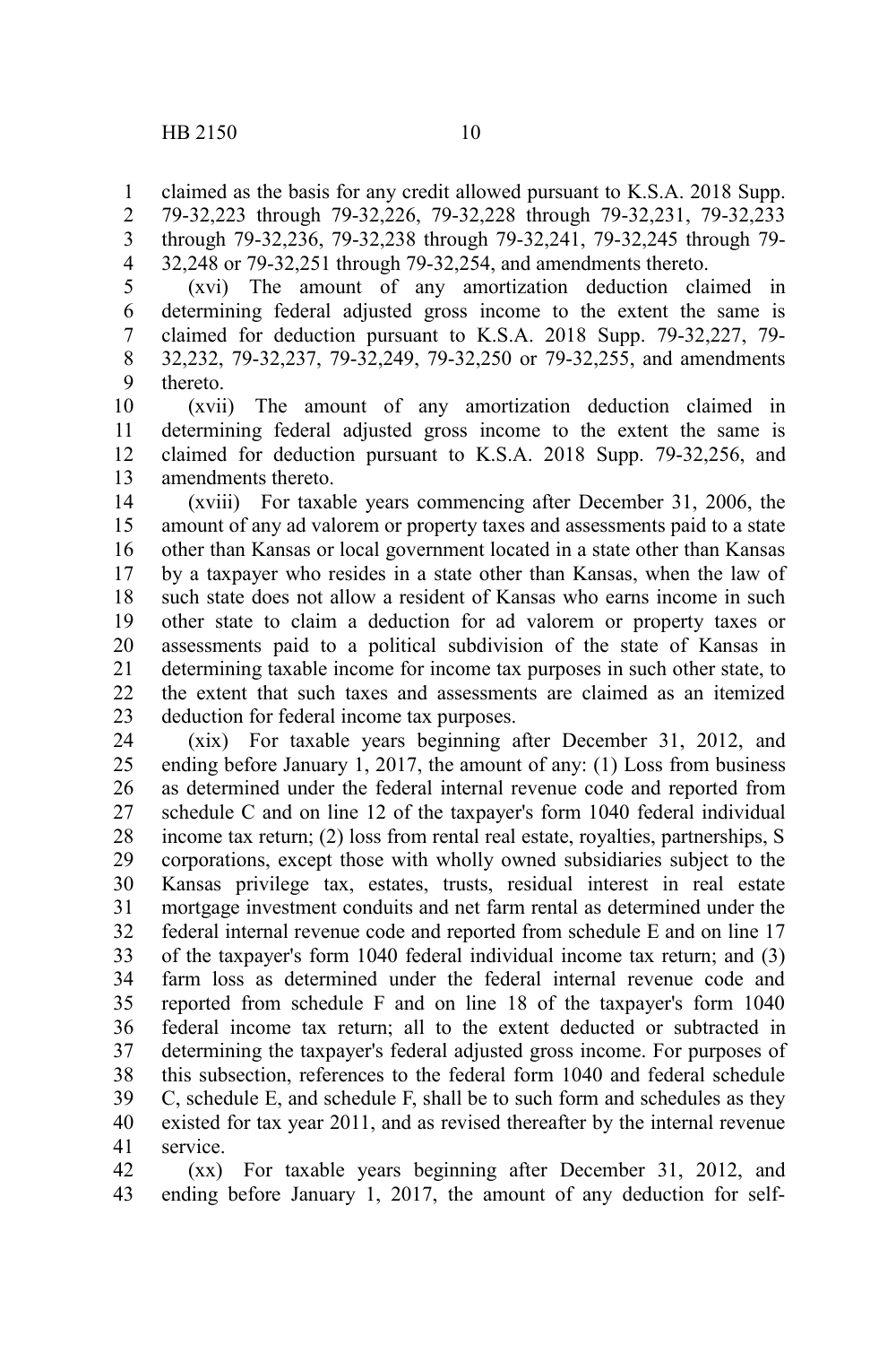claimed as the basis for any credit allowed pursuant to K.S.A. 2018 Supp. 79-32,223 through 79-32,226, 79-32,228 through 79-32,231, 79-32,233 through 79-32,236, 79-32,238 through 79-32,241, 79-32,245 through 79-32,248 or 79-32,251 through 79-32,254, and amendments thereto.

(xvi) The amount of any amortization deduction claimed in determining federal adjusted gross income to the extent the same is claimed for deduction pursuant to K.S.A. 2018 Supp. 79-32,227, 79-32,232, 79-32,237, 79-32,249, 79-32,250 or 79-32,255, and amendments thereto.

(xvii) The amount of any amortization deduction claimed in determining federal adjusted gross income to the extent the same is claimed for deduction pursuant to K.S.A. 2018 Supp. 79-32,256, and amendments thereto.

(xviii) For taxable years commencing after December 31, 2006, the amount of any ad valorem or property taxes and assessments paid to a state other than Kansas or local government located in a state other than Kansas by a taxpayer who resides in a state other than Kansas, when the law of such state does not allow a resident of Kansas who earns income in such other state to claim a deduction for ad valorem or property taxes or assessments paid to a political subdivision of the state of Kansas in determining taxable income for income tax purposes in such other state, to the extent that such taxes and assessments are claimed as an itemized deduction for federal income tax purposes.

(xix) For taxable years beginning after December 31, 2012, and ending before January 1, 2017, the amount of any: (1) Loss from business as determined under the federal internal revenue code and reported from schedule C and on line 12 of the taxpayer's form 1040 federal individual income tax return; (2) loss from rental real estate, royalties, partnerships, S corporations, except those with wholly owned subsidiaries subject to the Kansas privilege tax, estates, trusts, residual interest in real estate mortgage investment conduits and net farm rental as determined under the federal internal revenue code and reported from schedule E and on line 17 of the taxpayer's form 1040 federal individual income tax return; and (3) farm loss as determined under the federal internal revenue code and reported from schedule F and on line 18 of the taxpayer's form 1040 federal income tax return; all to the extent deducted or subtracted in determining the taxpayer's federal adjusted gross income. For purposes of this subsection, references to the federal form 1040 and federal schedule C, schedule E, and schedule F, shall be to such form and schedules as they existed for tax year 2011, and as revised thereafter by the internal revenue service.

(xx) For taxable years beginning after December 31, 2012, and ending before January 1, 2017, the amount of any deduction for self-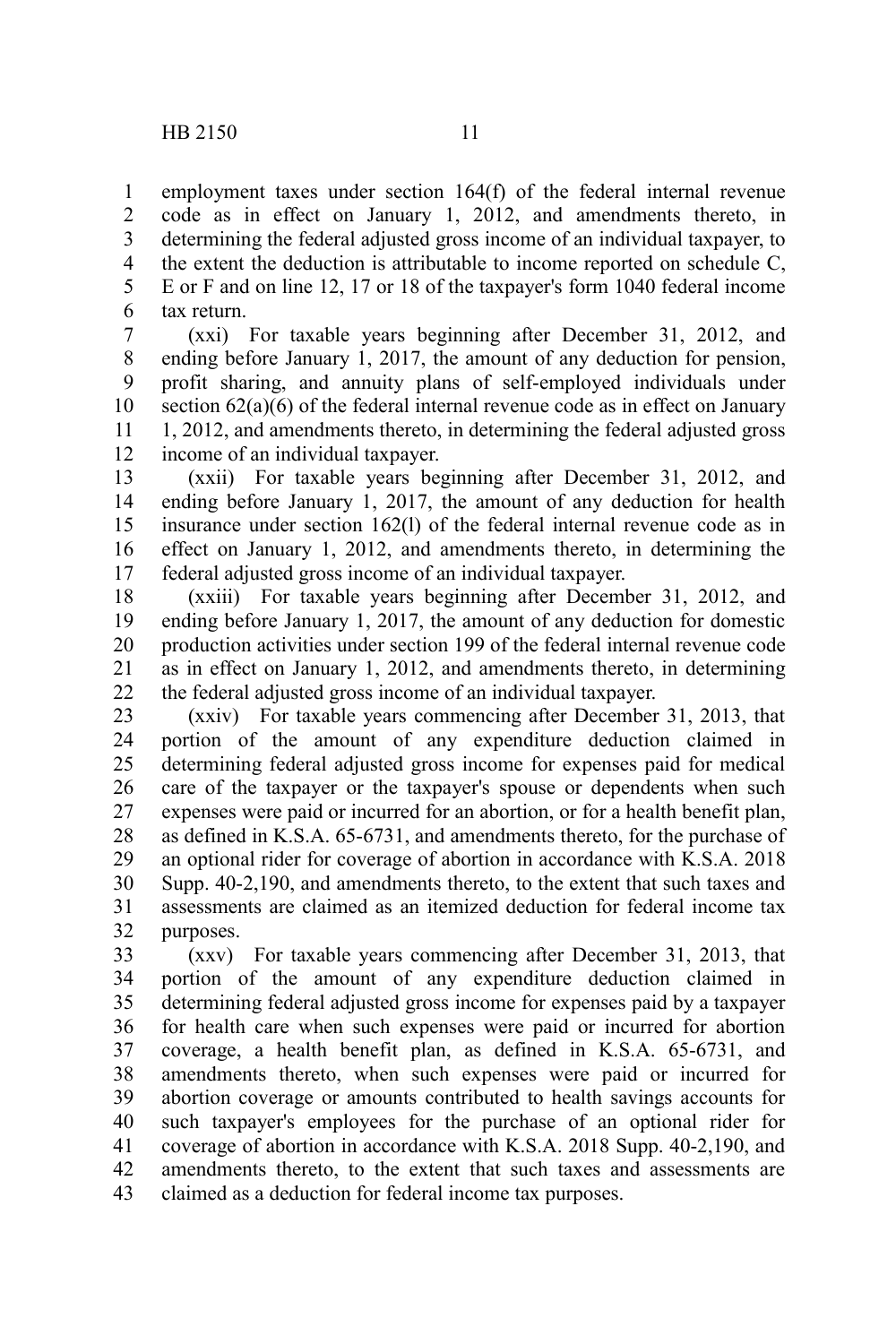employment taxes under section 164(f) of the federal internal revenue code as in effect on January 1, 2012, and amendments thereto, in determining the federal adjusted gross income of an individual taxpayer, to the extent the deduction is attributable to income reported on schedule C, E or F and on line 12, 17 or 18 of the taxpayer's form 1040 federal income tax return.

(xxi) For taxable years beginning after December 31, 2012, and ending before January 1, 2017, the amount of any deduction for pension, profit sharing, and annuity plans of self-employed individuals under section 62(a)(6) of the federal internal revenue code as in effect on January 1, 2012, and amendments thereto, in determining the federal adjusted gross income of an individual taxpayer.

(xxii) For taxable years beginning after December 31, 2012, and ending before January 1, 2017, the amount of any deduction for health insurance under section 162(l) of the federal internal revenue code as in effect on January 1, 2012, and amendments thereto, in determining the federal adjusted gross income of an individual taxpayer.

(xxiii) For taxable years beginning after December 31, 2012, and ending before January 1, 2017, the amount of any deduction for domestic production activities under section 199 of the federal internal revenue code as in effect on January 1, 2012, and amendments thereto, in determining the federal adjusted gross income of an individual taxpayer.

(xxiv) For taxable years commencing after December 31, 2013, that portion of the amount of any expenditure deduction claimed in determining federal adjusted gross income for expenses paid for medical care of the taxpayer or the taxpayer's spouse or dependents when such expenses were paid or incurred for an abortion, or for a health benefit plan, as defined in K.S.A. 65-6731, and amendments thereto, for the purchase of an optional rider for coverage of abortion in accordance with K.S.A. 2018 Supp. 40-2,190, and amendments thereto, to the extent that such taxes and assessments are claimed as an itemized deduction for federal income tax purposes.

(xxv) For taxable years commencing after December 31, 2013, that portion of the amount of any expenditure deduction claimed in determining federal adjusted gross income for expenses paid by a taxpayer for health care when such expenses were paid or incurred for abortion coverage, a health benefit plan, as defined in K.S.A. 65-6731, and amendments thereto, when such expenses were paid or incurred for abortion coverage or amounts contributed to health savings accounts for such taxpayer's employees for the purchase of an optional rider for coverage of abortion in accordance with K.S.A. 2018 Supp. 40-2,190, and amendments thereto, to the extent that such taxes and assessments are claimed as a deduction for federal income tax purposes.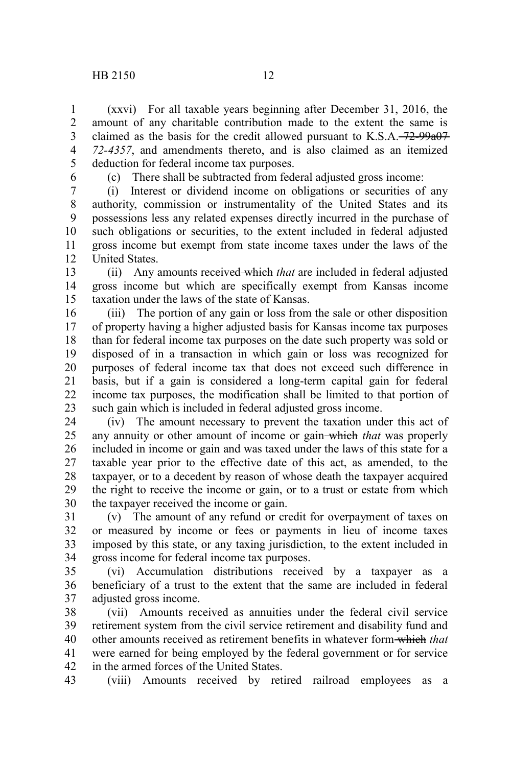(xxvi) For all taxable years beginning after December 31, 2016, the amount of any charitable contribution made to the extent the same is claimed as the basis for the credit allowed pursuant to K.S.A. ~~72-99a07~~ *72-4357*, and amendments thereto, and is also claimed as an itemized deduction for federal income tax purposes.

(c) There shall be subtracted from federal adjusted gross income:

(i) Interest or dividend income on obligations or securities of any authority, commission or instrumentality of the United States and its possessions less any related expenses directly incurred in the purchase of such obligations or securities, to the extent included in federal adjusted gross income but exempt from state income taxes under the laws of the United States.

(ii) Any amounts received ~~which~~ *that* are included in federal adjusted gross income but which are specifically exempt from Kansas income taxation under the laws of the state of Kansas.

(iii) The portion of any gain or loss from the sale or other disposition of property having a higher adjusted basis for Kansas income tax purposes than for federal income tax purposes on the date such property was sold or disposed of in a transaction in which gain or loss was recognized for purposes of federal income tax that does not exceed such difference in basis, but if a gain is considered a long-term capital gain for federal income tax purposes, the modification shall be limited to that portion of such gain which is included in federal adjusted gross income.

(iv) The amount necessary to prevent the taxation under this act of any annuity or other amount of income or gain ~~which~~ *that* was properly included in income or gain and was taxed under the laws of this state for a taxable year prior to the effective date of this act, as amended, to the taxpayer, or to a decedent by reason of whose death the taxpayer acquired the right to receive the income or gain, or to a trust or estate from which the taxpayer received the income or gain.

(v) The amount of any refund or credit for overpayment of taxes on or measured by income or fees or payments in lieu of income taxes imposed by this state, or any taxing jurisdiction, to the extent included in gross income for federal income tax purposes.

(vi) Accumulation distributions received by a taxpayer as a beneficiary of a trust to the extent that the same are included in federal adjusted gross income.

(vii) Amounts received as annuities under the federal civil service retirement system from the civil service retirement and disability fund and other amounts received as retirement benefits in whatever form ~~which~~ *that* were earned for being employed by the federal government or for service in the armed forces of the United States.

(viii) Amounts received by retired railroad employees as a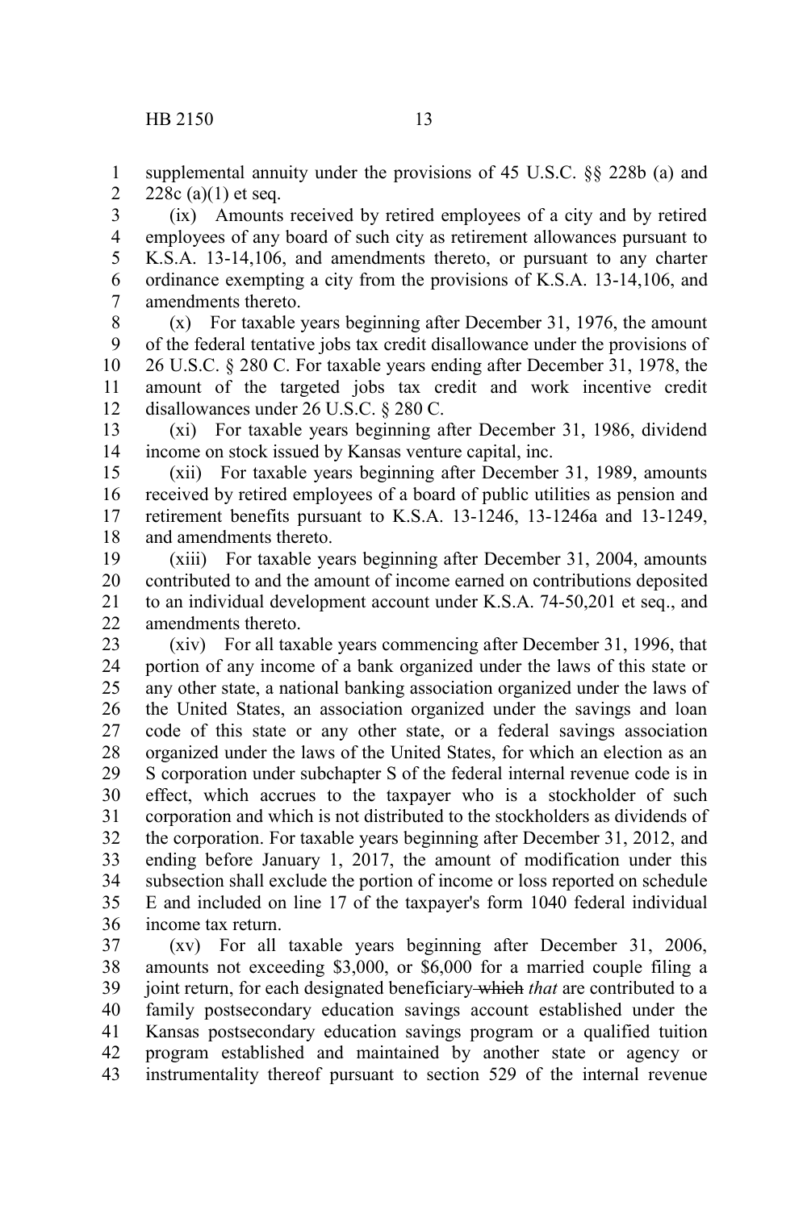supplemental annuity under the provisions of 45 U.S.C. §§ 228b (a) and 228c (a)(1) et seq.

(ix) Amounts received by retired employees of a city and by retired employees of any board of such city as retirement allowances pursuant to K.S.A. 13-14,106, and amendments thereto, or pursuant to any charter ordinance exempting a city from the provisions of K.S.A. 13-14,106, and amendments thereto.

(x) For taxable years beginning after December 31, 1976, the amount of the federal tentative jobs tax credit disallowance under the provisions of 26 U.S.C. § 280 C. For taxable years ending after December 31, 1978, the amount of the targeted jobs tax credit and work incentive credit disallowances under 26 U.S.C. § 280 C.

(xi) For taxable years beginning after December 31, 1986, dividend income on stock issued by Kansas venture capital, inc.

(xii) For taxable years beginning after December 31, 1989, amounts received by retired employees of a board of public utilities as pension and retirement benefits pursuant to K.S.A. 13-1246, 13-1246a and 13-1249, and amendments thereto.

(xiii) For taxable years beginning after December 31, 2004, amounts contributed to and the amount of income earned on contributions deposited to an individual development account under K.S.A. 74-50,201 et seq., and amendments thereto.

(xiv) For all taxable years commencing after December 31, 1996, that portion of any income of a bank organized under the laws of this state or any other state, a national banking association organized under the laws of the United States, an association organized under the savings and loan code of this state or any other state, or a federal savings association organized under the laws of the United States, for which an election as an S corporation under subchapter S of the federal internal revenue code is in effect, which accrues to the taxpayer who is a stockholder of such corporation and which is not distributed to the stockholders as dividends of the corporation. For taxable years beginning after December 31, 2012, and ending before January 1, 2017, the amount of modification under this subsection shall exclude the portion of income or loss reported on schedule E and included on line 17 of the taxpayer's form 1040 federal individual income tax return.

(xv) For all taxable years beginning after December 31, 2006, amounts not exceeding \$3,000, or \$6,000 for a married couple filing a joint return, for each designated beneficiary ~~which~~ *that* are contributed to a family postsecondary education savings account established under the Kansas postsecondary education savings program or a qualified tuition program established and maintained by another state or agency or instrumentality thereof pursuant to section 529 of the internal revenue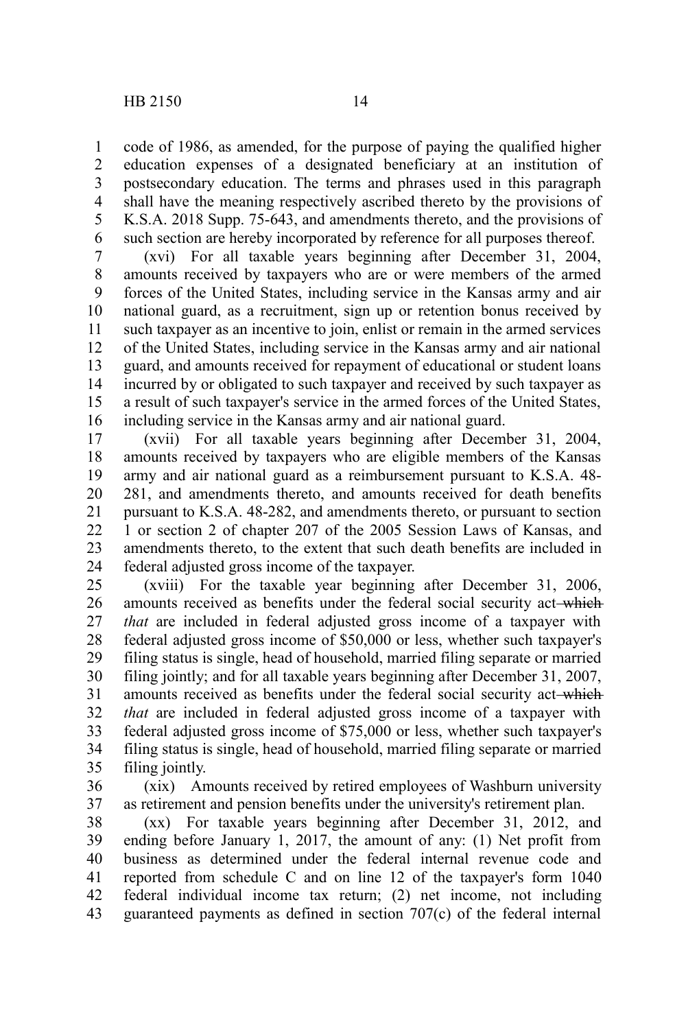code of 1986, as amended, for the purpose of paying the qualified higher education expenses of a designated beneficiary at an institution of postsecondary education. The terms and phrases used in this paragraph shall have the meaning respectively ascribed thereto by the provisions of K.S.A. 2018 Supp. 75-643, and amendments thereto, and the provisions of such section are hereby incorporated by reference for all purposes thereof.

(xvi) For all taxable years beginning after December 31, 2004, amounts received by taxpayers who are or were members of the armed forces of the United States, including service in the Kansas army and air national guard, as a recruitment, sign up or retention bonus received by such taxpayer as an incentive to join, enlist or remain in the armed services of the United States, including service in the Kansas army and air national guard, and amounts received for repayment of educational or student loans incurred by or obligated to such taxpayer and received by such taxpayer as a result of such taxpayer's service in the armed forces of the United States, including service in the Kansas army and air national guard.

(xvii) For all taxable years beginning after December 31, 2004, amounts received by taxpayers who are eligible members of the Kansas army and air national guard as a reimbursement pursuant to K.S.A. 48-281, and amendments thereto, and amounts received for death benefits pursuant to K.S.A. 48-282, and amendments thereto, or pursuant to section 1 or section 2 of chapter 207 of the 2005 Session Laws of Kansas, and amendments thereto, to the extent that such death benefits are included in federal adjusted gross income of the taxpayer.

(xviii) For the taxable year beginning after December 31, 2006, amounts received as benefits under the federal social security act ~~which~~ *that* are included in federal adjusted gross income of a taxpayer with federal adjusted gross income of $50,000 or less, whether such taxpayer's filing status is single, head of household, married filing separate or married filing jointly; and for all taxable years beginning after December 31, 2007, amounts received as benefits under the federal social security act ~~which~~ *that* are included in federal adjusted gross income of a taxpayer with federal adjusted gross income of $75,000 or less, whether such taxpayer's filing status is single, head of household, married filing separate or married filing jointly.

(xix) Amounts received by retired employees of Washburn university as retirement and pension benefits under the university's retirement plan.

(xx) For taxable years beginning after December 31, 2012, and ending before January 1, 2017, the amount of any: (1) Net profit from business as determined under the federal internal revenue code and reported from schedule C and on line 12 of the taxpayer's form 1040 federal individual income tax return; (2) net income, not including guaranteed payments as defined in section 707(c) of the federal internal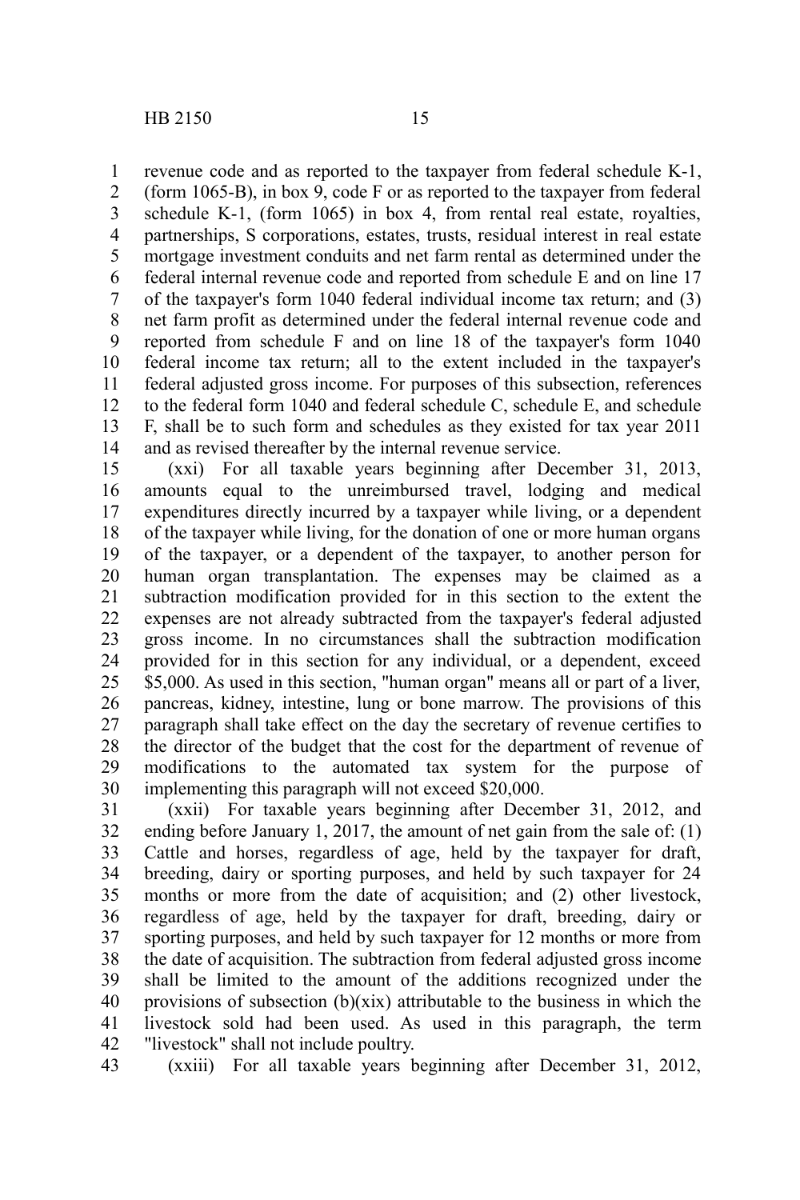revenue code and as reported to the taxpayer from federal schedule K-1, (form 1065-B), in box 9, code F or as reported to the taxpayer from federal schedule K-1, (form 1065) in box 4, from rental real estate, royalties, partnerships, S corporations, estates, trusts, residual interest in real estate mortgage investment conduits and net farm rental as determined under the federal internal revenue code and reported from schedule E and on line 17 of the taxpayer's form 1040 federal individual income tax return; and (3) net farm profit as determined under the federal internal revenue code and reported from schedule F and on line 18 of the taxpayer's form 1040 federal income tax return; all to the extent included in the taxpayer's federal adjusted gross income. For purposes of this subsection, references to the federal form 1040 and federal schedule C, schedule E, and schedule F, shall be to such form and schedules as they existed for tax year 2011 and as revised thereafter by the internal revenue service.

(xxi) For all taxable years beginning after December 31, 2013, amounts equal to the unreimbursed travel, lodging and medical expenditures directly incurred by a taxpayer while living, or a dependent of the taxpayer while living, for the donation of one or more human organs of the taxpayer, or a dependent of the taxpayer, to another person for human organ transplantation. The expenses may be claimed as a subtraction modification provided for in this section to the extent the expenses are not already subtracted from the taxpayer's federal adjusted gross income. In no circumstances shall the subtraction modification provided for in this section for any individual, or a dependent, exceed $5,000. As used in this section, "human organ" means all or part of a liver, pancreas, kidney, intestine, lung or bone marrow. The provisions of this paragraph shall take effect on the day the secretary of revenue certifies to the director of the budget that the cost for the department of revenue of modifications to the automated tax system for the purpose of implementing this paragraph will not exceed $20,000.

(xxii) For taxable years beginning after December 31, 2012, and ending before January 1, 2017, the amount of net gain from the sale of: (1) Cattle and horses, regardless of age, held by the taxpayer for draft, breeding, dairy or sporting purposes, and held by such taxpayer for 24 months or more from the date of acquisition; and (2) other livestock, regardless of age, held by the taxpayer for draft, breeding, dairy or sporting purposes, and held by such taxpayer for 12 months or more from the date of acquisition. The subtraction from federal adjusted gross income shall be limited to the amount of the additions recognized under the provisions of subsection (b)(xix) attributable to the business in which the livestock sold had been used. As used in this paragraph, the term "livestock" shall not include poultry.

(xxiii) For all taxable years beginning after December 31, 2012,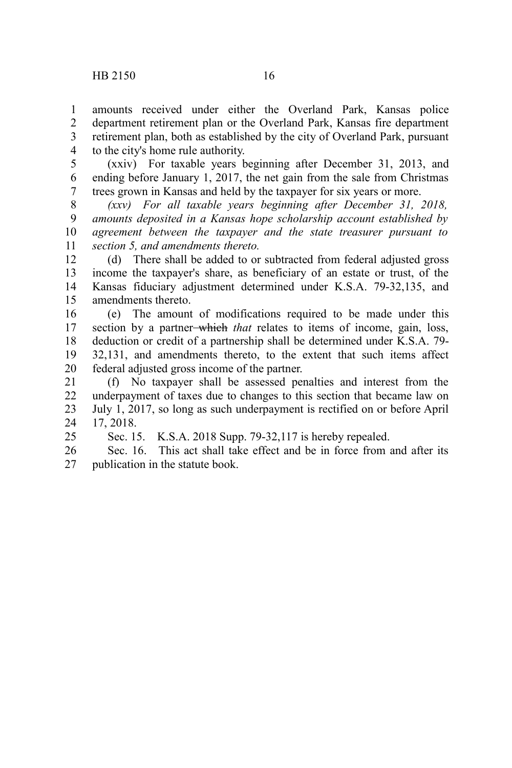amounts received under either the Overland Park, Kansas police department retirement plan or the Overland Park, Kansas fire department retirement plan, both as established by the city of Overland Park, pursuant to the city's home rule authority.

(xxiv) For taxable years beginning after December 31, 2013, and ending before January 1, 2017, the net gain from the sale from Christmas trees grown in Kansas and held by the taxpayer for six years or more.

*(xxv) For all taxable years beginning after December 31, 2018, amounts deposited in a Kansas hope scholarship account established by agreement between the taxpayer and the state treasurer pursuant to section 5, and amendments thereto.*

(d) There shall be added to or subtracted from federal adjusted gross income the taxpayer's share, as beneficiary of an estate or trust, of the Kansas fiduciary adjustment determined under K.S.A. 79-32,135, and amendments thereto.

(e) The amount of modifications required to be made under this section by a partner ~~which~~ *that* relates to items of income, gain, loss, deduction or credit of a partnership shall be determined under K.S.A. 79-32,131, and amendments thereto, to the extent that such items affect federal adjusted gross income of the partner.

(f) No taxpayer shall be assessed penalties and interest from the underpayment of taxes due to changes to this section that became law on July 1, 2017, so long as such underpayment is rectified on or before April 17, 2018.

Sec. 15. K.S.A. 2018 Supp. 79-32,117 is hereby repealed.

Sec. 16. This act shall take effect and be in force from and after its publication in the statute book.